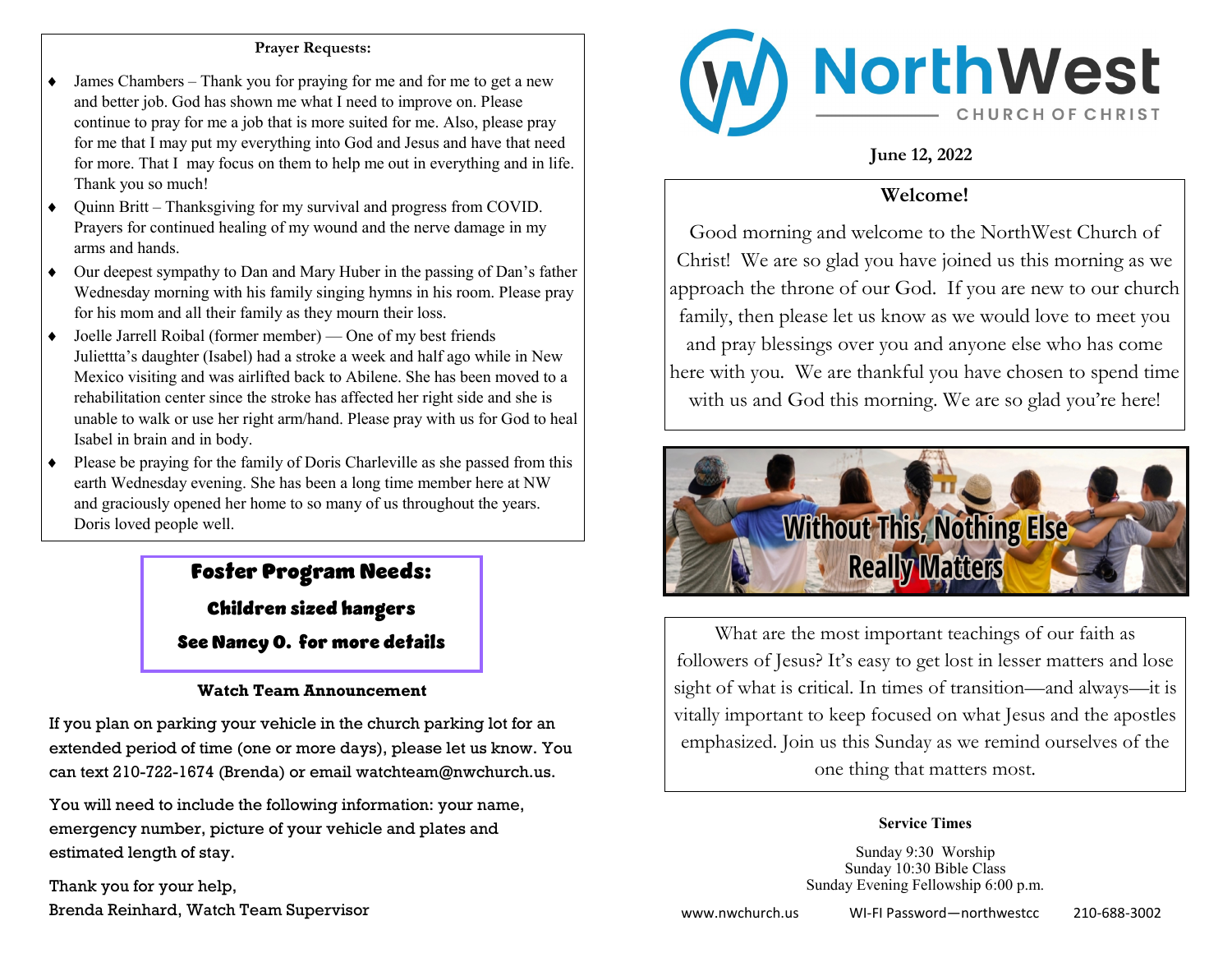**Prayer Requests:**

- James Chambers – Thank you for praying for me and for me to get a new and better job. God has shown me what I need to improve on. Please continue to pray for me a job that is more suited for me. Also, please pray for me that I may put my everything into God and Jesus and have that need for more. That I may focus on them to help me out in everything and in life. Thank you so much!
- Quinn Britt – Thanksgiving for my survival and progress from COVID. Prayers for continued healing of my wound and the nerve damage in my arms and hands.
- Our deepest sympathy to Dan and Mary Huber in the passing of Dan's father Wednesday morning with his family singing hymns in his room. Please pray for his mom and all their family as they mourn their loss.
- Joelle Jarrell Roibal (former member) — One of my best friends Juliettta's daughter (Isabel) had a stroke a week and half ago while in New Mexico visiting and was airlifted back to Abilene. She has been moved to a rehabilitation center since the stroke has affected her right side and she is unable to walk or use her right arm/hand. Please pray with us for God to heal Isabel in brain and in body.
- Please be praying for the family of Doris Charleville as she passed from this earth Wednesday evening. She has been a long time member here at NW and graciously opened her home to so many of us throughout the years. Doris loved people well.

## Foster Program Needs:

**Children sized hangers**

**See Nancy O. for more details**

**Watch Team Announcement**

If you plan on parking your vehicle in the church parking lot for an extended period of time (one or more days), please let us know. You can text 210-722-1674 (Brenda) or email watchteam@nwchurch.us.

You will need to include the following information: your name, emergency number, picture of your vehicle and plates and estimated length of stay.

Thank you for your help,
Brenda Reinhard, Watch Team Supervisor

# NorthWest CHURCH OF CHRIST

**June 12, 2022**

## Welcome!

Good morning and welcome to the NorthWest Church of Christ! We are so glad you have joined us this morning as we approach the throne of our God. If you are new to our church family, then please let us know as we would love to meet you and pray blessings over you and anyone else who has come here with you. We are thankful you have chosen to spend time with us and God this morning. We are so glad you're here!

## Without This, Nothing Else Really Matters

What are the most important teachings of our faith as followers of Jesus? It's easy to get lost in lesser matters and lose sight of what is critical. In times of transition—and always—it is vitally important to keep focused on what Jesus and the apostles emphasized. Join us this Sunday as we remind ourselves of the one thing that matters most.

**Service Times**

Sunday 9:30 Worship
Sunday 10:30 Bible Class
Sunday Evening Fellowship 6:00 p.m.

www.nwchurch.us    WI-FI Password—northwestcc    210-688-3002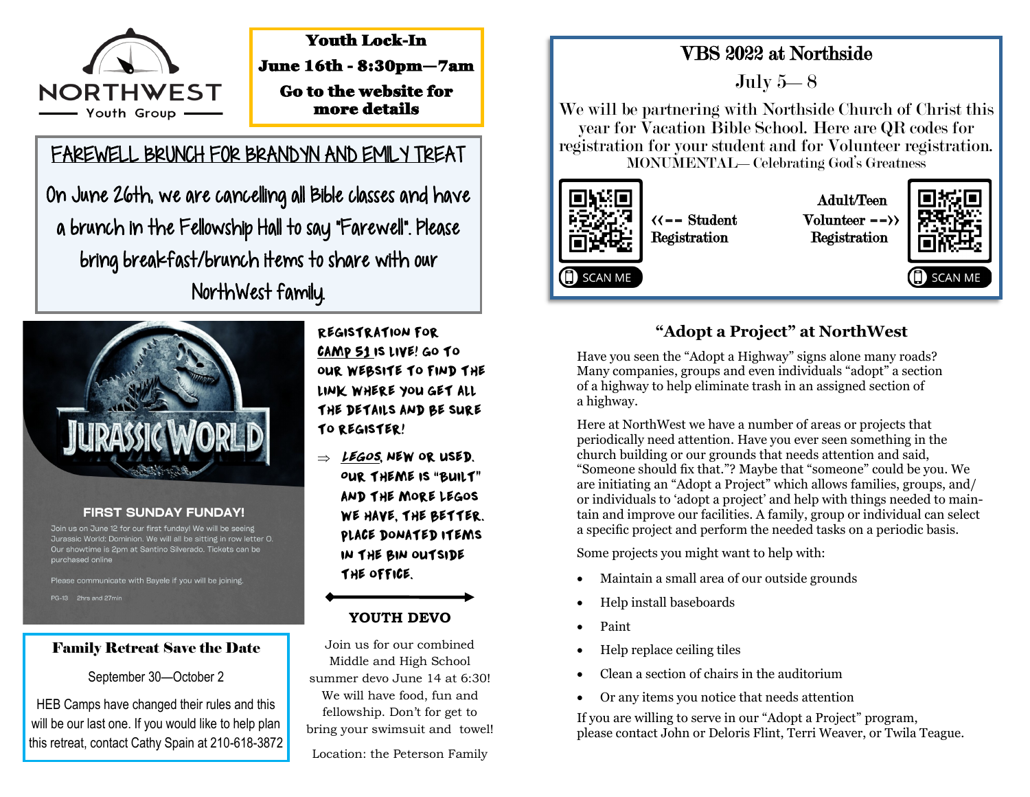NORTHWEST

Youth Group

**Youth Lock-In**

**June 16th - 8:30pm—7am**

**Go to the website for more details**

## FAREWELL BRUNCH FOR BRANDYN AND EMILY TREAT

On June 26th, we are cancelling all Bible classes and have a brunch in the Fellowship Hall to say "Farewell". Please bring breakfast/brunch items to share with our NorthWest family.

JURASSIC WORLD

**FIRST SUNDAY FUNDAY!**

Join us on June 12 for our first funday! We will be seeing Jurassic World: Dominion. We will all be sitting in row letter O. Our showtime is 2pm at Santino Silverado. Tickets can be purchased online

Please communicate with Bayele if you will be joining.

PG-13 2hrs and 27min

REGISTRATION FOR CAMP 51 IS LIVE! GO TO OUR WEBSITE TO FIND THE LINK WHERE YOU GET ALL THE DETAILS AND BE SURE TO REGISTER!

⇒ LEGOS, NEW OR USED. OUR THEME IS "BUILT" AND THE MORE LEGOS WE HAVE, THE BETTER. PLACE DONATED ITEMS IN THE BIN OUTSIDE THE OFFICE.

### Family Retreat Save the Date

September 30—October 2

HEB Camps have changed their rules and this will be our last one. If you would like to help plan this retreat, contact Cathy Spain at 210-618-3872

### YOUTH DEVO

Join us for our combined Middle and High School summer devo June 14 at 6:30! We will have food, fun and fellowship. Don't for get to bring your swimsuit and towel!

Location: the Peterson Family

## VBS 2022 at Northside

July 5— 8

We will be partnering with Northside Church of Christ this year for Vacation Bible School. Here are QR codes for registration for your student and for Volunteer registration.

MONUMENTAL— Celebrating God's Greatness

SCAN ME

<<-- Student Registration

Adult/Teen Volunteer -->> Registration

SCAN ME

## "Adopt a Project" at NorthWest

Have you seen the "Adopt a Highway" signs alone many roads? Many companies, groups and even individuals "adopt" a section of a highway to help eliminate trash in an assigned section of a highway.

Here at NorthWest we have a number of areas or projects that periodically need attention. Have you ever seen something in the church building or our grounds that needs attention and said, "Someone should fix that."? Maybe that "someone" could be you. We are initiating an "Adopt a Project" which allows families, groups, and/ or individuals to 'adopt a project' and help with things needed to maintain and improve our facilities. A family, group or individual can select a specific project and perform the needed tasks on a periodic basis.

Some projects you might want to help with:

- Maintain a small area of our outside grounds
- Help install baseboards
- Paint
- Help replace ceiling tiles
- Clean a section of chairs in the auditorium
- Or any items you notice that needs attention

If you are willing to serve in our "Adopt a Project" program, please contact John or Deloris Flint, Terri Weaver, or Twila Teague.